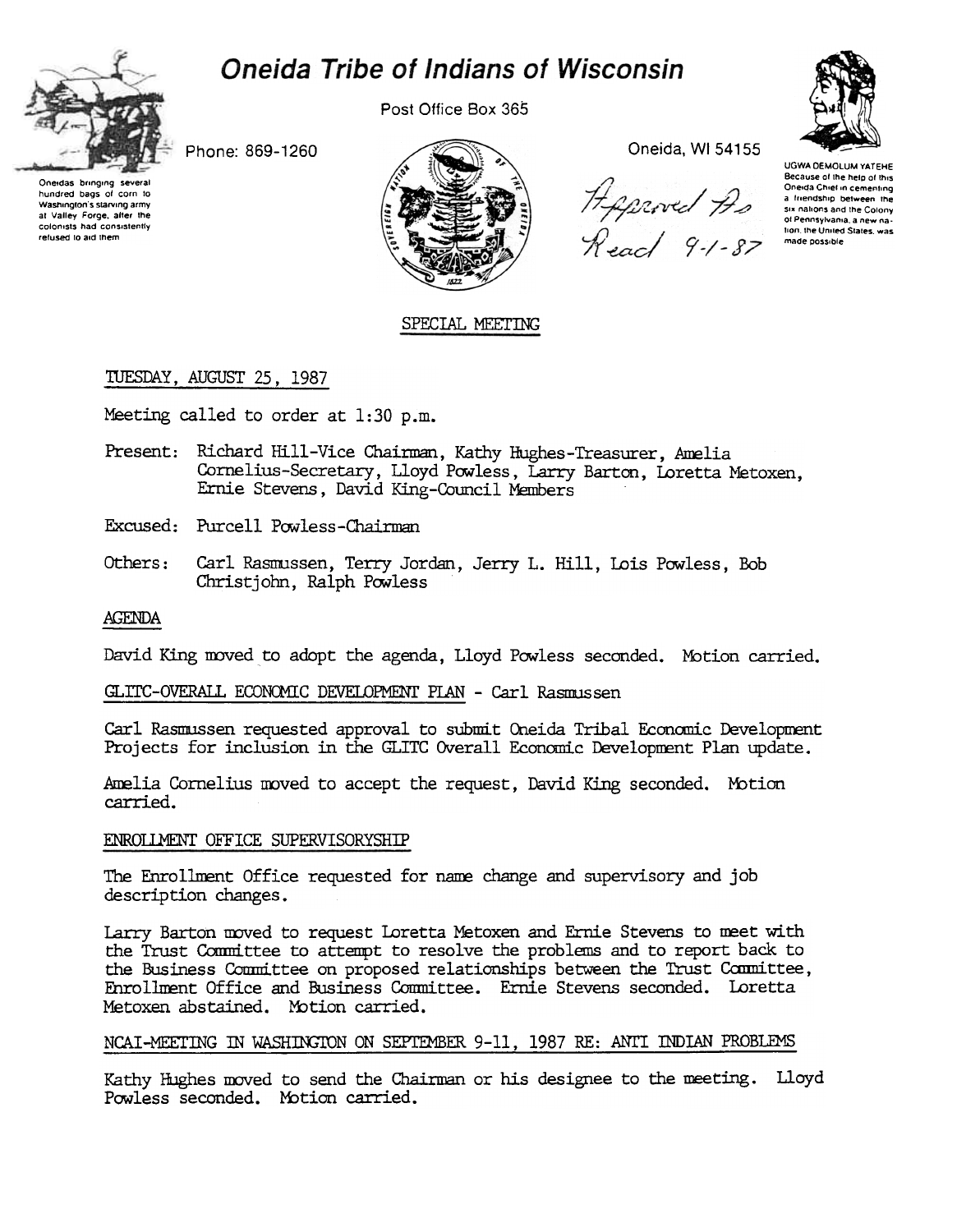# Oneida Tribe of Indians of Wisconsin

Oneidas bringing several hundred bags of corn to Washington's starving army at Valley Forge, after the colonists had consistently refused to aid them

Phone: 869-1260

Post Office Box 365

Oneida, WI 54155

UGWA DEMOLUM YATEHE
Because of the help of this Oneida Chief in cementing a friendship between the six nations and the Colony of Pennsylvania, a new nation, the United States, was made possible

Approved As Read 9-1-87

SPECIAL MEETING

TUESDAY, AUGUST 25, 1987

Meeting called to order at 1:30 p.m.

Present: Richard Hill-Vice Chairman, Kathy Hughes-Treasurer, Amelia Cornelius-Secretary, Lloyd Powless, Larry Barton, Loretta Metoxen, Ernie Stevens, David King-Council Members

Excused: Purcell Powless-Chairman

Others: Carl Rasmussen, Terry Jordan, Jerry L. Hill, Lois Powless, Bob Christjohn, Ralph Powless

AGENDA

David King moved to adopt the agenda, Lloyd Powless seconded. Motion carried.

GLITC-OVERALL ECONOMIC DEVELOPMENT PLAN - Carl Rasmussen

Carl Rasmussen requested approval to submit Oneida Tribal Economic Development Projects for inclusion in the GLITC Overall Economic Development Plan update.

Amelia Cornelius moved to accept the request, David King seconded. Motion carried.

ENROLLMENT OFFICE SUPERVISORYSHIP

The Enrollment Office requested for name change and supervisory and job description changes.

Larry Barton moved to request Loretta Metoxen and Ernie Stevens to meet with the Trust Committee to attempt to resolve the problems and to report back to the Business Committee on proposed relationships between the Trust Committee, Enrollment Office and Business Committee. Ernie Stevens seconded. Loretta Metoxen abstained. Motion carried.

NCAI-MEETING IN WASHINGTON ON SEPTEMBER 9-11, 1987 RE: ANTI INDIAN PROBLEMS

Kathy Hughes moved to send the Chairman or his designee to the meeting. Lloyd Powless seconded. Motion carried.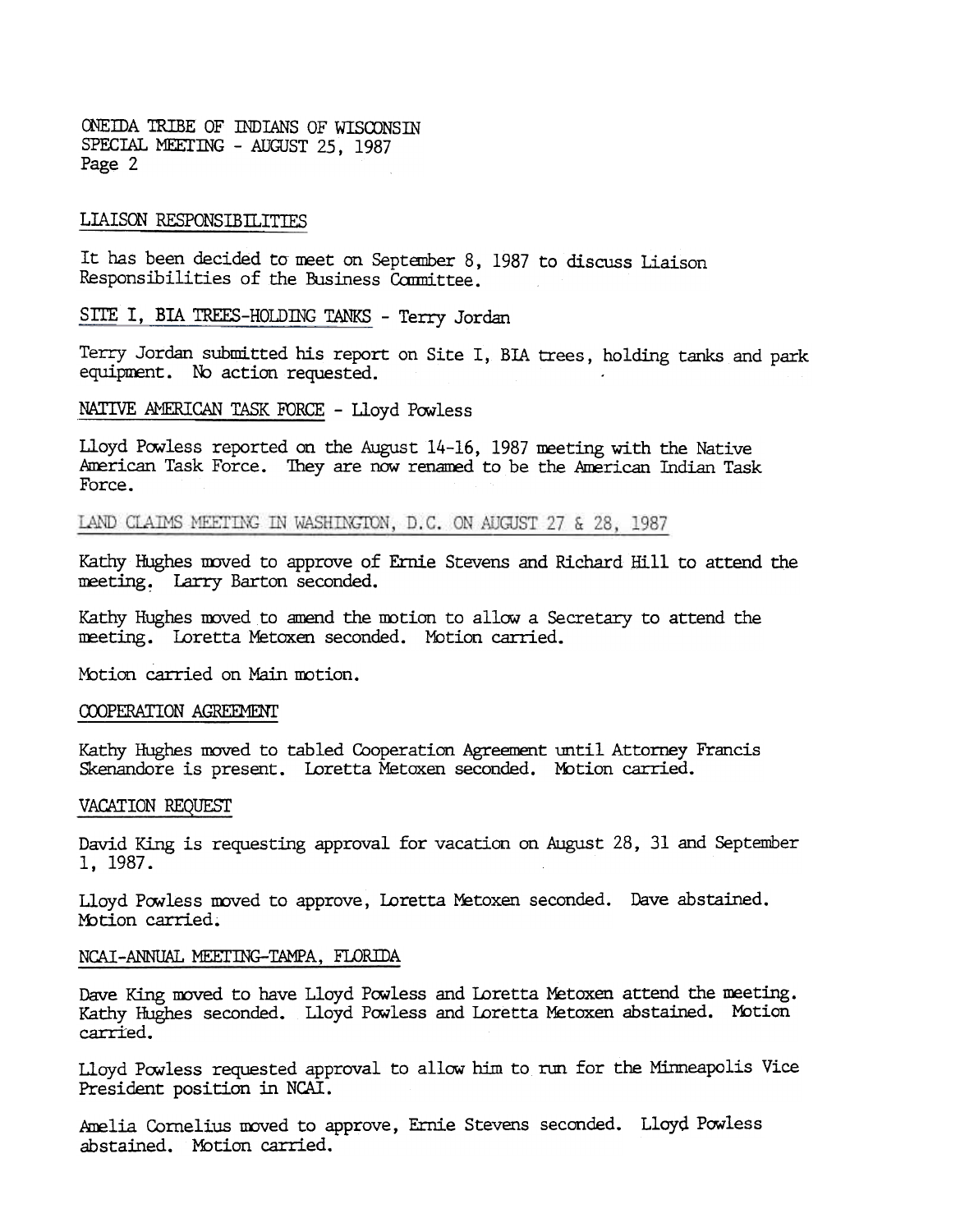## LIAISON RESPONSIBILITIES

It has been decided to meet on September 8, 1987 to discuss Liaison Responsibilities of the Business Committee.

## SITE I, BIA TREES-HOLDING TANKS - Terry Jordan

Terry Jordan submitted his report on Site I, BIA trees, holding tanks and park equipment. No action requested.

## NATIVE AMERICAN TASK FORCE - Lloyd Powless

Lloyd Powless reported on the August 14-16, 1987 meeting with the Native American Task Force. They are now renamed to be the American Indian Task Force.

## LAND CLAIMS MEETING IN WASHINGTON, D.C. ON AUGUST 27 & 28, 1987

Kathy Hughes moved to approve of Ernie Stevens and Richard Hill to attend the meeting. Larry Barton seconded.

Kathy Hughes moved to amend the motion to allow a Secretary to attend the meeting. Loretta Metoxen seconded. Motion carried.

Motion carried on Main motion.

## COOPERATION AGREEMENT

Kathy Hughes moved to tabled Cooperation Agreement until Attorney Francis Skenandore is present. Loretta Metoxen seconded. Motion carried.

## VACATION REQUEST

David King is requesting approval for vacation on August 28, 31 and September 1, 1987.

Lloyd Powless moved to approve, Loretta Metoxen seconded. Dave abstained. Motion carried.

## NCAI-ANNUAL MEETING-TAMPA, FLORIDA

Dave King moved to have Lloyd Powless and Loretta Metoxen attend the meeting. Kathy Hughes seconded. Lloyd Powless and Loretta Metoxen abstained. Motion carried.

Lloyd Powless requested approval to allow him to run for the Minneapolis Vice President position in NCAI.

Amelia Cornelius moved to approve, Ernie Stevens seconded. Lloyd Powless abstained. Motion carried.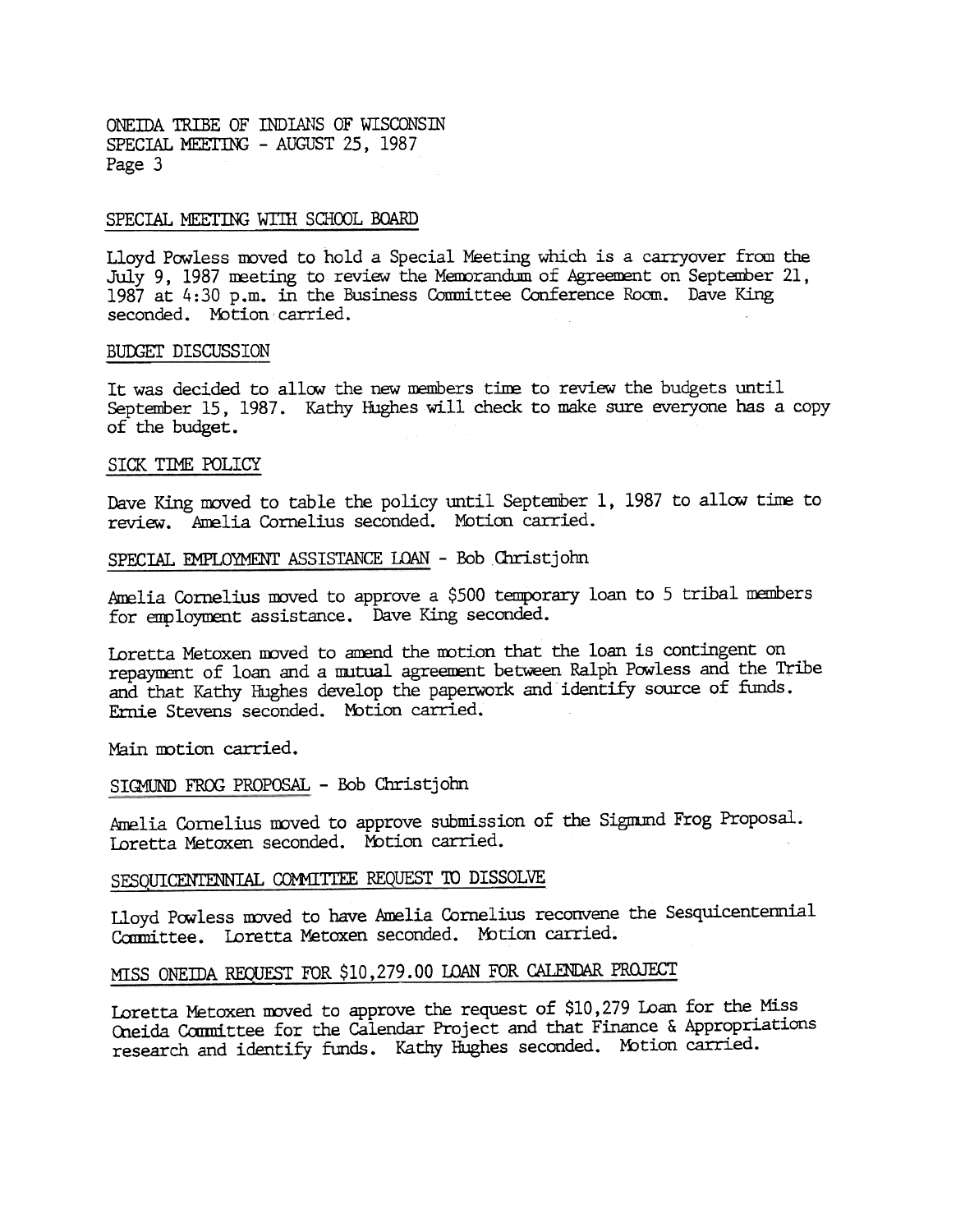## SPECIAL MEETING WITH SCHOOL BOARD

Lloyd Powless moved to hold a Special Meeting which is a carryover from the July 9, 1987 meeting to review the Memorandum of Agreement on September 21, 1987 at 4:30 p.m. in the Business Committee Conference Room. Dave King seconded. Motion carried.

## BUDGET DISCUSSION

It was decided to allow the new members time to review the budgets until September 15, 1987. Kathy Hughes will check to make sure everyone has a copy of the budget.

## SICK TIME POLICY

Dave King moved to table the policy until September 1, 1987 to allow time to review. Amelia Cornelius seconded. Motion carried.

## SPECIAL EMPLOYMENT ASSISTANCE LOAN - Bob Christjohn

Amelia Cornelius moved to approve a $500 temporary loan to 5 tribal members for employment assistance. Dave King seconded.

Loretta Metoxen moved to amend the motion that the loan is contingent on repayment of loan and a mutual agreement between Ralph Powless and the Tribe and that Kathy Hughes develop the paperwork and identify source of funds. Ernie Stevens seconded. Motion carried.

Main motion carried.

## SIGMUND FROG PROPOSAL - Bob Christjohn

Amelia Cornelius moved to approve submission of the Sigmund Frog Proposal. Loretta Metoxen seconded. Motion carried.

## SESQUICENTENNIAL COMMITTEE REQUEST TO DISSOLVE

Lloyd Powless moved to have Amelia Cornelius reconvene the Sesquicentennial Committee. Loretta Metoxen seconded. Motion carried.

## MISS ONEIDA REQUEST FOR $10,279.00 LOAN FOR CALENDAR PROJECT

Loretta Metoxen moved to approve the request of $10,279 Loan for the Miss Oneida Committee for the Calendar Project and that Finance & Appropriations research and identify funds. Kathy Hughes seconded. Motion carried.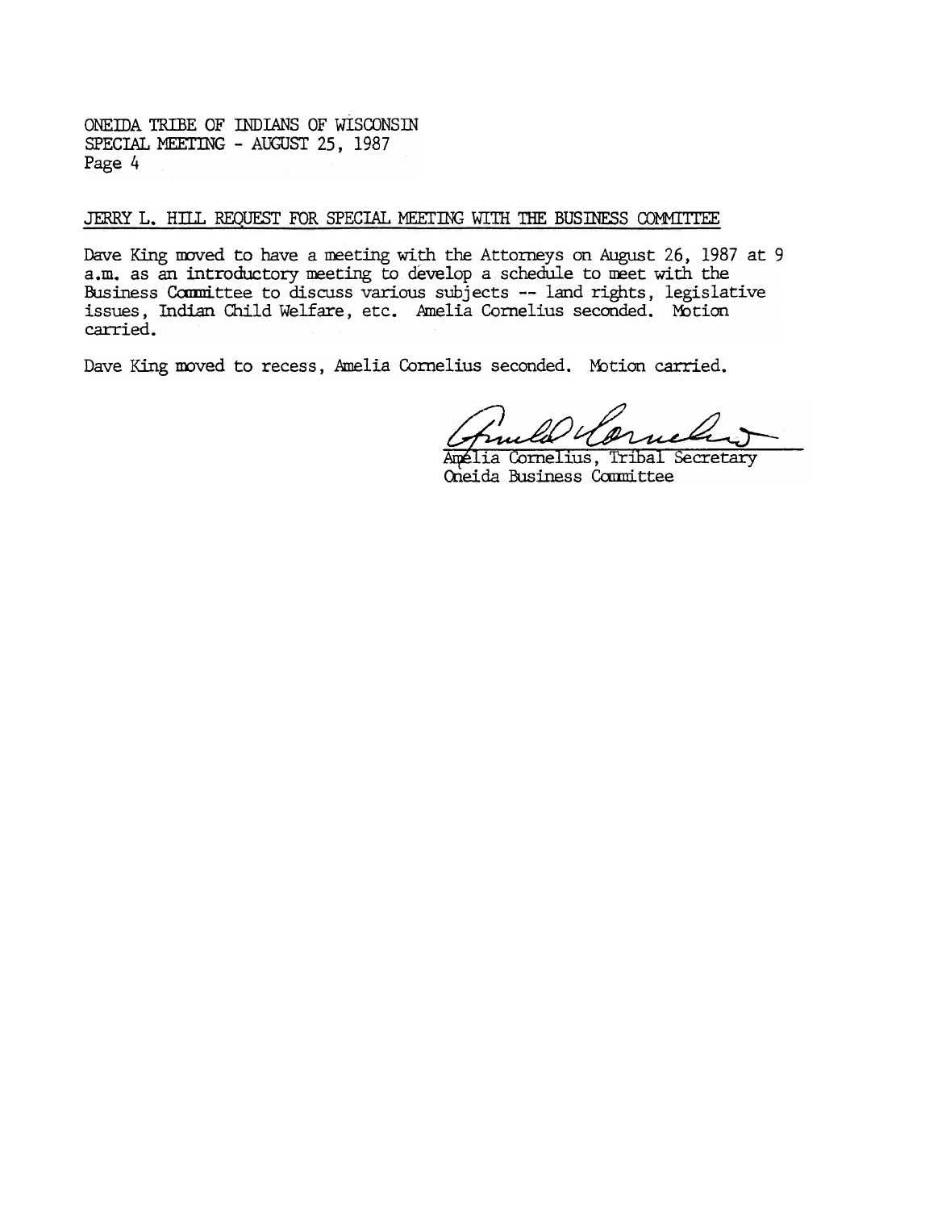## JERRY L. HILL REQUEST FOR SPECIAL MEETING WITH THE BUSINESS COMMITTEE

Dave King moved to have a meeting with the Attorneys on August 26, 1987 at 9 a.m. as an introductory meeting to develop a schedule to meet with the Business Committee to discuss various subjects -- land rights, legislative issues, Indian Child Welfare, etc. Amelia Cornelius seconded. Motion carried.

Dave King moved to recess, Amelia Cornelius seconded. Motion carried.

Amelia Cornelius, Tribal Secretary
Oneida Business Committee